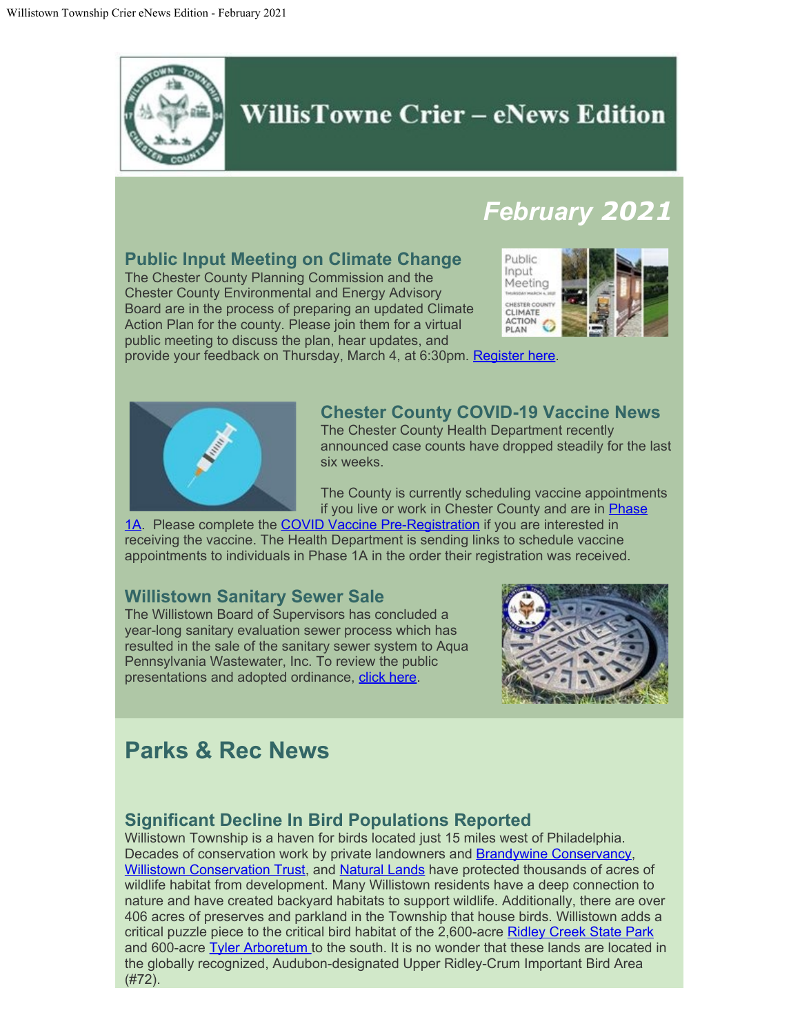# WillisTowne Crier – eNews Edition

## *February 2021*

### Public Input Meeting on Climate Change

The Chester County Planning Commission and the Chester County Environmental and Energy Advisory Board are in the process of preparing an updated Climate Action Plan for the county. Please join them for a virtual public meeting to discuss the plan, hear updates, and provide your feedback on Thursday, March 4, at 6:30pm. Register here.

### Chester County COVID-19 Vaccine News

The Chester County Health Department recently announced case counts have dropped steadily for the last six weeks.

The County is currently scheduling vaccine appointments if you live or work in Chester County and are in Phase 1A. Please complete the COVID Vaccine Pre-Registration if you are interested in receiving the vaccine. The Health Department is sending links to schedule vaccine appointments to individuals in Phase 1A in the order their registration was received.

### Willistown Sanitary Sewer Sale

The Willistown Board of Supervisors has concluded a year-long sanitary evaluation sewer process which has resulted in the sale of the sanitary sewer system to Aqua Pennsylvania Wastewater, Inc. To review the public presentations and adopted ordinance, click here.

## Parks & Rec News

### Significant Decline In Bird Populations Reported

Willistown Township is a haven for birds located just 15 miles west of Philadelphia. Decades of conservation work by private landowners and Brandywine Conservancy, Willistown Conservation Trust, and Natural Lands have protected thousands of acres of wildlife habitat from development. Many Willistown residents have a deep connection to nature and have created backyard habitats to support wildlife. Additionally, there are over 406 acres of preserves and parkland in the Township that house birds. Willistown adds a critical puzzle piece to the critical bird habitat of the 2,600-acre Ridley Creek State Park and 600-acre Tyler Arboretum to the south. It is no wonder that these lands are located in the globally recognized, Audubon-designated Upper Ridley-Crum Important Bird Area (#72).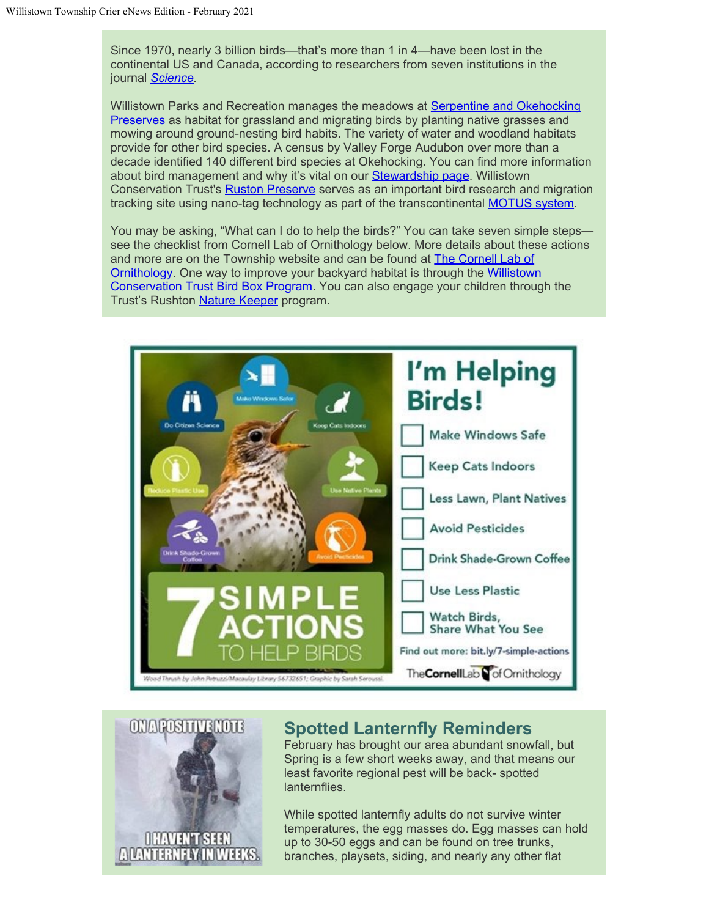Since 1970, nearly 3 billion birds—that's more than 1 in 4—have been lost in the continental US and Canada, according to researchers from seven institutions in the journal *Science*.

Willistown Parks and Recreation manages the meadows at Serpentine and Okehocking Preserves as habitat for grassland and migrating birds by planting native grasses and mowing around ground-nesting bird habits. The variety of water and woodland habitats provide for other bird species. A census by Valley Forge Audubon over more than a decade identified 140 different bird species at Okehocking. You can find more information about bird management and why it's vital on our Stewardship page. Willistown Conservation Trust's Ruston Preserve serves as an important bird research and migration tracking site using nano-tag technology as part of the transcontinental MOTUS system.

You may be asking, "What can I do to help the birds?" You can take seven simple steps—see the checklist from Cornell Lab of Ornithology below. More details about these actions and more are on the Township website and can be found at The Cornell Lab of Ornithology. One way to improve your backyard habitat is through the Willistown Conservation Trust Bird Box Program. You can also engage your children through the Trust's Rushton Nature Keeper program.

## I'm Helping Birds!

7 SIMPLE ACTIONS TO HELP BIRDS

- [ ] Make Windows Safe
- [ ] Keep Cats Indoors
- [ ] Less Lawn, Plant Natives
- [ ] Avoid Pesticides
- [ ] Drink Shade-Grown Coffee
- [ ] Use Less Plastic
- [ ] Watch Birds, Share What You See

Find out more: bit.ly/7-simple-actions

The Cornell Lab of Ornithology

Wood Thrush by John Petruzzi/Macaulay Library 56732651; Graphic by Sarah Seroussi

## Spotted Lanternfly Reminders

February has brought our area abundant snowfall, but Spring is a few short weeks away, and that means our least favorite regional pest will be back- spotted lanternflies.

While spotted lanternfly adults do not survive winter temperatures, the egg masses do. Egg masses can hold up to 30-50 eggs and can be found on tree trunks, branches, playsets, siding, and nearly any other flat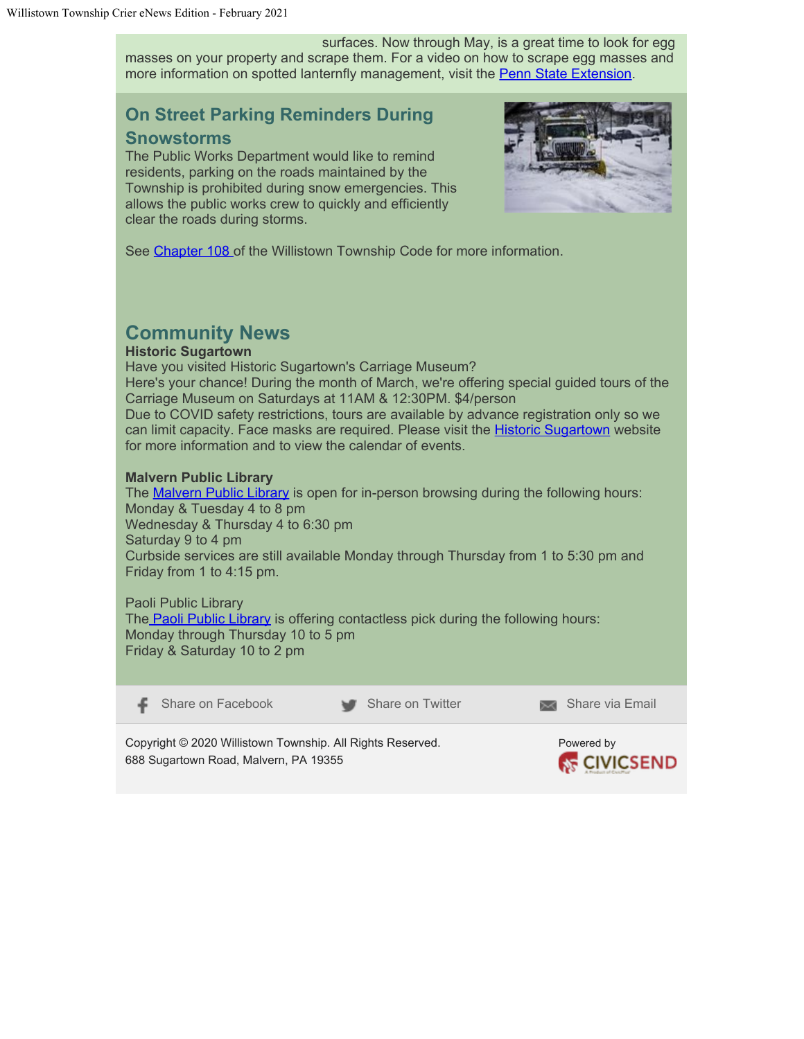surfaces. Now through May, is a great time to look for egg masses on your property and scrape them. For a video on how to scrape egg masses and more information on spotted lanternfly management, visit the Penn State Extension.

## On Street Parking Reminders During Snowstorms

The Public Works Department would like to remind residents, parking on the roads maintained by the Township is prohibited during snow emergencies. This allows the public works crew to quickly and efficiently clear the roads during storms.

See Chapter 108 of the Willistown Township Code for more information.

## Community News

**Historic Sugartown**

Have you visited Historic Sugartown's Carriage Museum?
Here's your chance! During the month of March, we're offering special guided tours of the Carriage Museum on Saturdays at 11AM & 12:30PM. $4/person
Due to COVID safety restrictions, tours are available by advance registration only so we can limit capacity. Face masks are required. Please visit the Historic Sugartown website for more information and to view the calendar of events.

**Malvern Public Library**

The Malvern Public Library is open for in-person browsing during the following hours:
Monday & Tuesday 4 to 8 pm
Wednesday & Thursday 4 to 6:30 pm
Saturday 9 to 4 pm
Curbside services are still available Monday through Thursday from 1 to 5:30 pm and Friday from 1 to 4:15 pm.

Paoli Public Library
The Paoli Public Library is offering contactless pick during the following hours:
Monday through Thursday 10 to 5 pm
Friday & Saturday 10 to 2 pm

Share on Facebook    Share on Twitter    Share via Email

Copyright © 2020 Willistown Township. All Rights Reserved.
688 Sugartown Road, Malvern, PA 19355

Powered by CIVICSEND